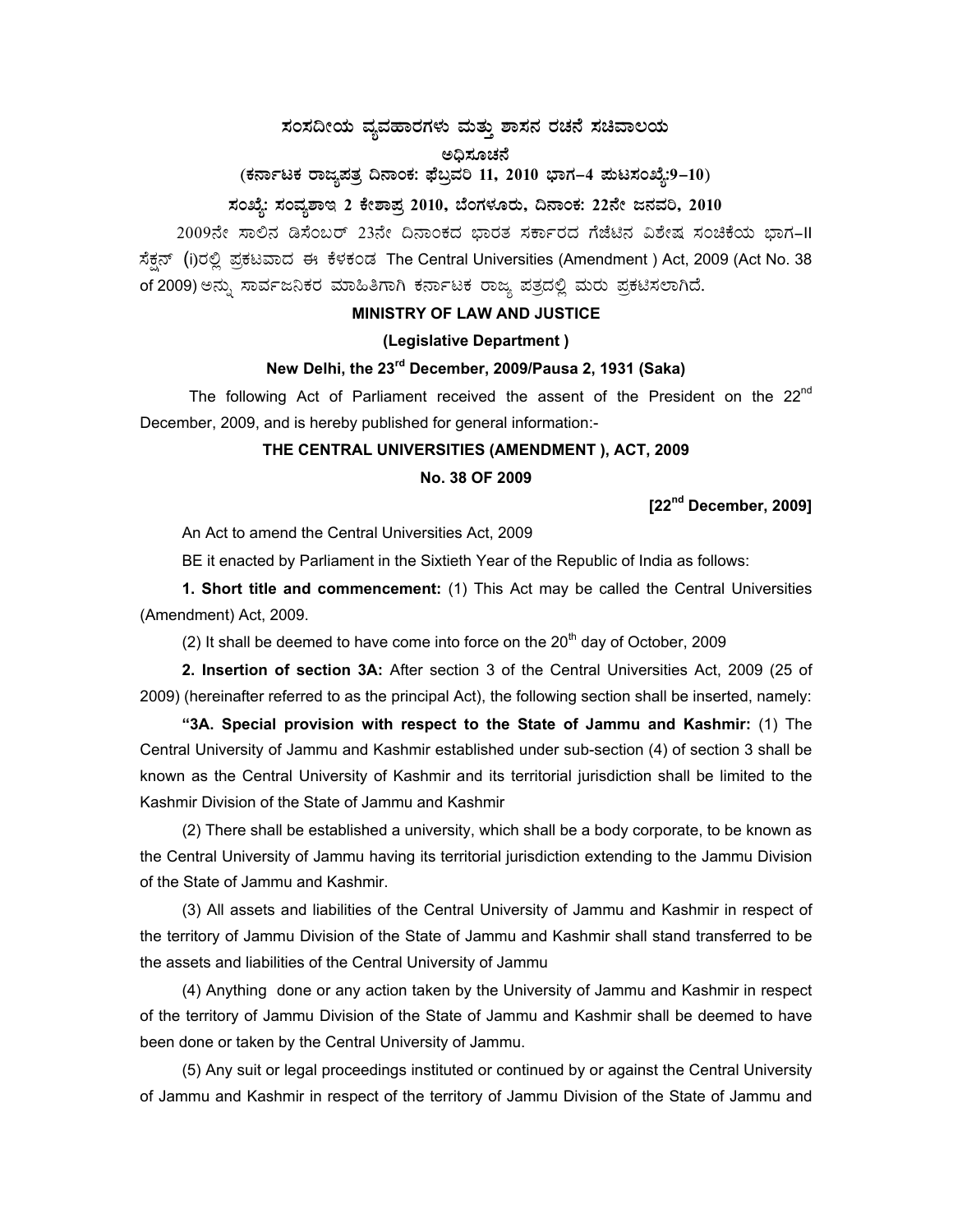# ಸಂಸದೀಯ ವ್ಯವಹಾರಗಳು ಮತ್ತು ಶಾಸನ ರಚನೆ ಸಚಿವಾಲಯ

## ಅಧಿಸೂಚನೆ

**(ಕರ್ನಾಟಕ ರಾಜ್ಯಪತ್ರ ದಿನಾಂಕ: ಫೆಬ್ರವರಿ 11, 2010 ಭಾಗ–4 ಪುಟಸಂಖ್ಯೆ:9–10)**

**ಸಂಖ್ಯೆ: ಸಂವ್ಯಶಾಇ 2 ಕೇಶಾಪ್ರ 2010, ಬೆಂಗಳೂರು, ದಿನಾಂಕ: 22ನೇ ಜನವರಿ, 2010**

2009ನೇ ಸಾಲಿನ ಡಿಸೆಂಬರ್ 23ನೇ ದಿನಾಂಕದ ಭಾರತ ಸರ್ಕಾರದ ಗೆಜೆಟಿನ ವಿಶೇಷ ಸಂಚಿಕೆಯ ಭಾಗ-II ಸೆಕ್ಷನ್ (i)ರಲ್ಲಿ ಪ್ರಕಟವಾದ ಈ ಕೆಳಕಂಡ The Central Universities (Amendment ) Act, 2009 (Act No. 38 of 2009) ಅನ್ನು ಸಾರ್ವಜನಿಕರ ಮಾಹಿತಿಗಾಗಿ ಕರ್ನಾಟಕ ರಾಜ್ಯ ಪತ್ರದಲ್ಲಿ ಮರು ಪ್ರಕಟಿಸಲಾಗಿದೆ.

**MINISTRY OF LAW AND JUSTICE**

**(Legislative Department )**

**New Delhi, the 23rd December, 2009/Pausa 2, 1931 (Saka)**

The following Act of Parliament received the assent of the President on the 22nd December, 2009, and is hereby published for general information:-

**THE CENTRAL UNIVERSITIES (AMENDMENT ), ACT, 2009**

**No. 38 OF 2009**

**[22nd December, 2009]**

An Act to amend the Central Universities Act, 2009

BE it enacted by Parliament in the Sixtieth Year of the Republic of India as follows:

**1. Short title and commencement:** (1) This Act may be called the Central Universities (Amendment) Act, 2009.

(2) It shall be deemed to have come into force on the 20th day of October, 2009

**2. Insertion of section 3A:** After section 3 of the Central Universities Act, 2009 (25 of 2009) (hereinafter referred to as the principal Act), the following section shall be inserted, namely:

**"3A. Special provision with respect to the State of Jammu and Kashmir:** (1) The Central University of Jammu and Kashmir established under sub-section (4) of section 3 shall be known as the Central University of Kashmir and its territorial jurisdiction shall be limited to the Kashmir Division of the State of Jammu and Kashmir

(2) There shall be established a university, which shall be a body corporate, to be known as the Central University of Jammu having its territorial jurisdiction extending to the Jammu Division of the State of Jammu and Kashmir.

(3) All assets and liabilities of the Central University of Jammu and Kashmir in respect of the territory of Jammu Division of the State of Jammu and Kashmir shall stand transferred to be the assets and liabilities of the Central University of Jammu

(4) Anything done or any action taken by the University of Jammu and Kashmir in respect of the territory of Jammu Division of the State of Jammu and Kashmir shall be deemed to have been done or taken by the Central University of Jammu.

(5) Any suit or legal proceedings instituted or continued by or against the Central University of Jammu and Kashmir in respect of the territory of Jammu Division of the State of Jammu and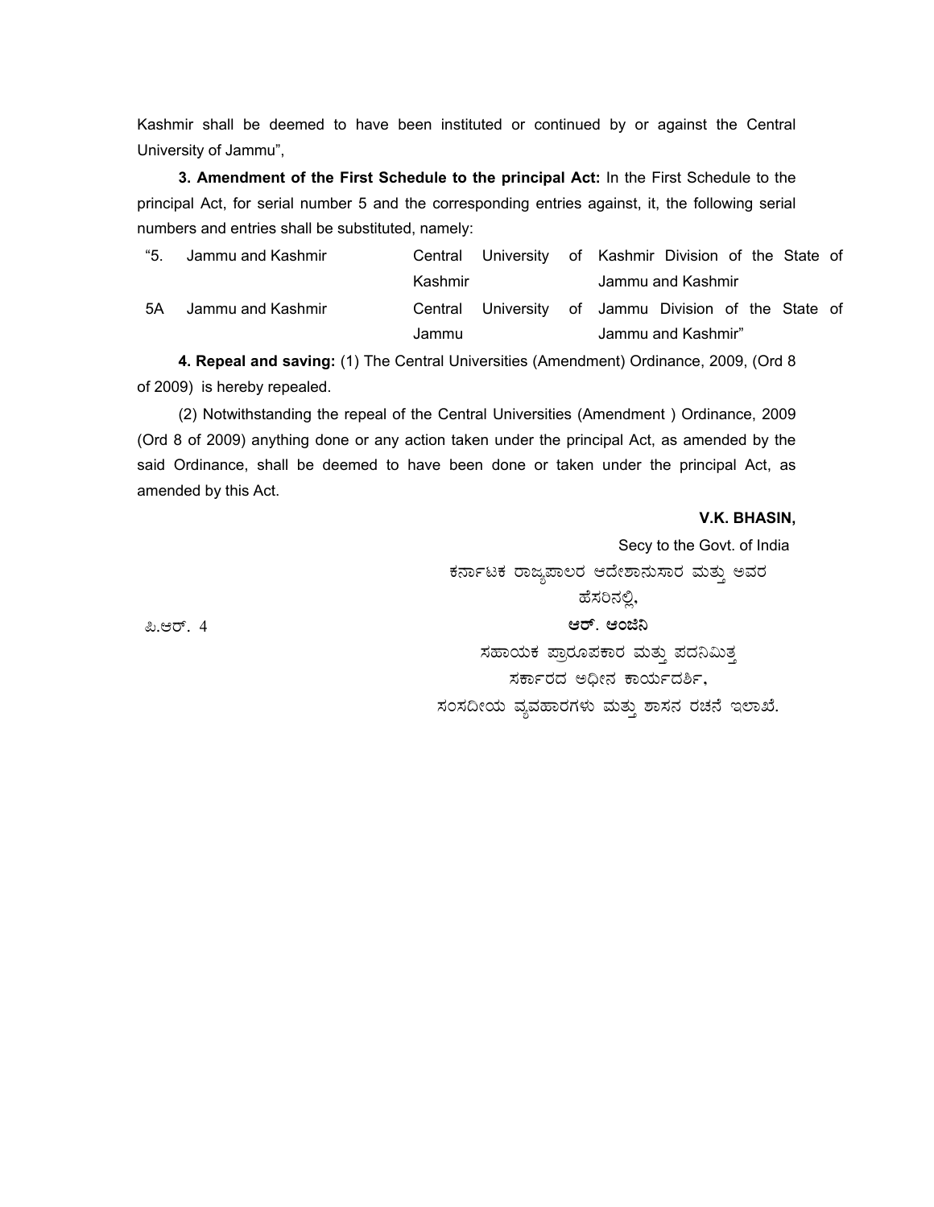Kashmir shall be deemed to have been instituted or continued by or against the Central University of Jammu",

**3. Amendment of the First Schedule to the principal Act:** In the First Schedule to the principal Act, for serial number 5 and the corresponding entries against, it, the following serial numbers and entries shall be substituted, namely:

| | | | |
|---|---|---|---|
| "5. | Jammu and Kashmir | Central University of Kashmir | Kashmir Division of the State of Jammu and Kashmir |
| 5A | Jammu and Kashmir | Central University of Jammu | Jammu Division of the State of Jammu and Kashmir" |

**4. Repeal and saving:** (1) The Central Universities (Amendment) Ordinance, 2009, (Ord 8 of 2009) is hereby repealed.

(2) Notwithstanding the repeal of the Central Universities (Amendment ) Ordinance, 2009 (Ord 8 of 2009) anything done or any action taken under the principal Act, as amended by the said Ordinance, shall be deemed to have been done or taken under the principal Act, as amended by this Act.

**V.K. BHASIN,**

Secy to the Govt. of India

ಕರ್ನಾಟಕ ರಾಜ್ಯಪಾಲರ ಆದೇಶಾನುಸಾರ ಮತ್ತು ಅವರ ಹೆಸರಿನಲ್ಲಿ,

ಪಿ.ಆರ್. 4

**ಆರ್. ಆಂಜಿನಿ**

ಸಹಾಯಕ ಪ್ರಾರೂಪಕಾರ ಮತ್ತು ಪದನಿಮಿತ್ತ ಸರ್ಕಾರದ ಅಧೀನ ಕಾರ್ಯದರ್ಶಿ,

ಸಂಸದೀಯ ವ್ಯವಹಾರಗಳು ಮತ್ತು ಶಾಸನ ರಚನೆ ಇಲಾಖೆ.